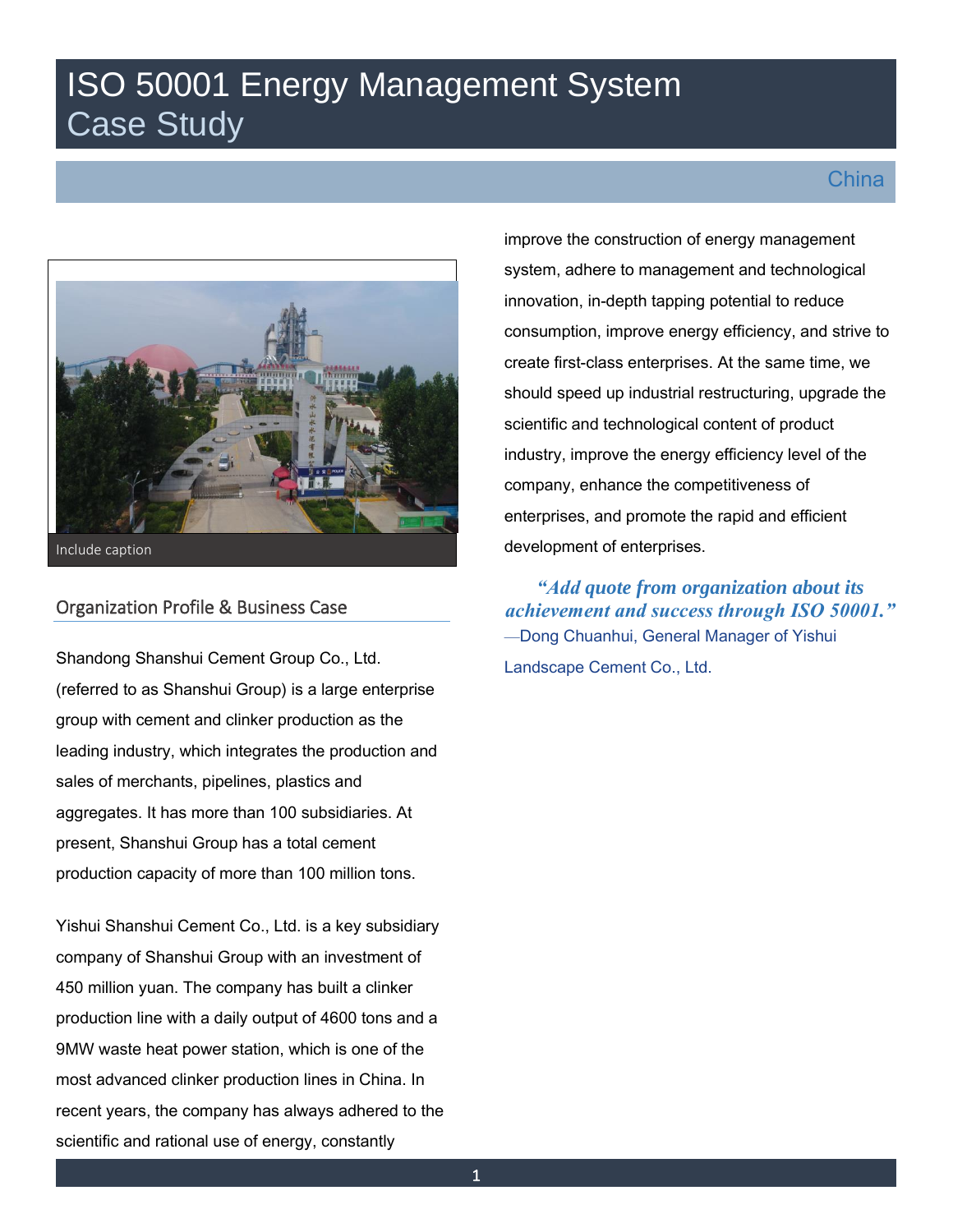# ISO 50001 Energy Management System
## Case Study

China

Include caption

## Organization Profile & Business Case

Shandong Shanshui Cement Group Co., Ltd. (referred to as Shanshui Group) is a large enterprise group with cement and clinker production as the leading industry, which integrates the production and sales of merchants, pipelines, plastics and aggregates. It has more than 100 subsidiaries. At present, Shanshui Group has a total cement production capacity of more than 100 million tons.

Yishui Shanshui Cement Co., Ltd. is a key subsidiary company of Shanshui Group with an investment of 450 million yuan. The company has built a clinker production line with a daily output of 4600 tons and a 9MW waste heat power station, which is one of the most advanced clinker production lines in China. In recent years, the company has always adhered to the scientific and rational use of energy, constantly improve the construction of energy management system, adhere to management and technological innovation, in-depth tapping potential to reduce consumption, improve energy efficiency, and strive to create first-class enterprises. At the same time, we should speed up industrial restructuring, upgrade the scientific and technological content of product industry, improve the energy efficiency level of the company, enhance the competitiveness of enterprises, and promote the rapid and efficient development of enterprises.

> ***"Add quote from organization about its achievement and success through ISO 50001."***
> —Dong Chuanhui, General Manager of Yishui Landscape Cement Co., Ltd.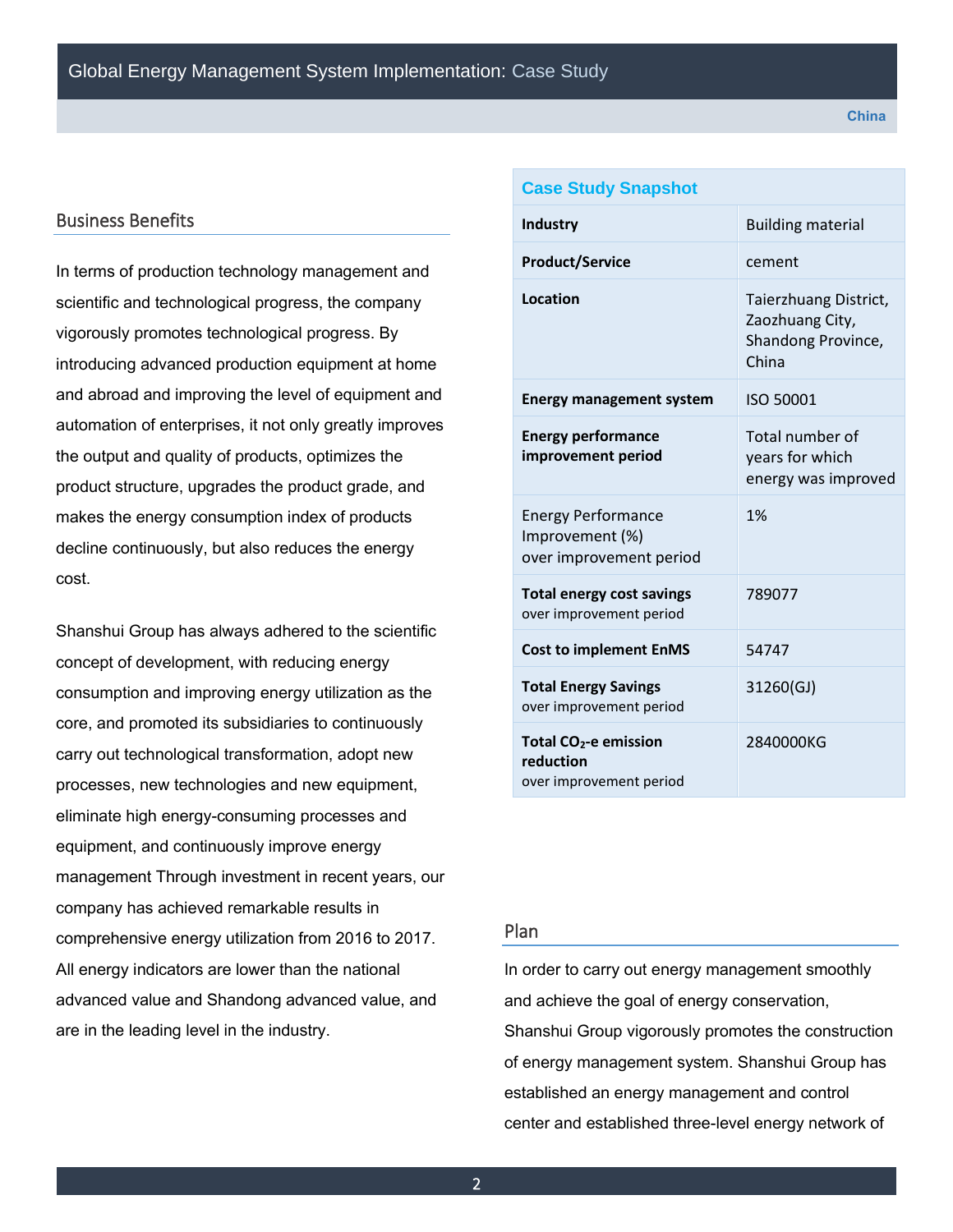## Business Benefits

In terms of production technology management and scientific and technological progress, the company vigorously promotes technological progress. By introducing advanced production equipment at home and abroad and improving the level of equipment and automation of enterprises, it not only greatly improves the output and quality of products, optimizes the product structure, upgrades the product grade, and makes the energy consumption index of products decline continuously, but also reduces the energy cost.

Shanshui Group has always adhered to the scientific concept of development, with reducing energy consumption and improving energy utilization as the core, and promoted its subsidiaries to continuously carry out technological transformation, adopt new processes, new technologies and new equipment, eliminate high energy-consuming processes and equipment, and continuously improve energy management Through investment in recent years, our company has achieved remarkable results in comprehensive energy utilization from 2016 to 2017. All energy indicators are lower than the national advanced value and Shandong advanced value, and are in the leading level in the industry.

| Case Study Snapshot | |
|---|---|
| **Industry** | Building material |
| **Product/Service** | cement |
| **Location** | Taierzhuang District, Zaozhuang City, Shandong Province, China |
| **Energy management system** | ISO 50001 |
| **Energy performance improvement period** | Total number of years for which energy was improved |
| Energy Performance Improvement (%) over improvement period | 1% |
| **Total energy cost savings** over improvement period | 789077 |
| **Cost to implement EnMS** | 54747 |
| **Total Energy Savings** over improvement period | 31260(GJ) |
| **Total $CO_2$-e emission reduction** over improvement period | 2840000KG |

## Plan

In order to carry out energy management smoothly and achieve the goal of energy conservation, Shanshui Group vigorously promotes the construction of energy management system. Shanshui Group has established an energy management and control center and established three-level energy network of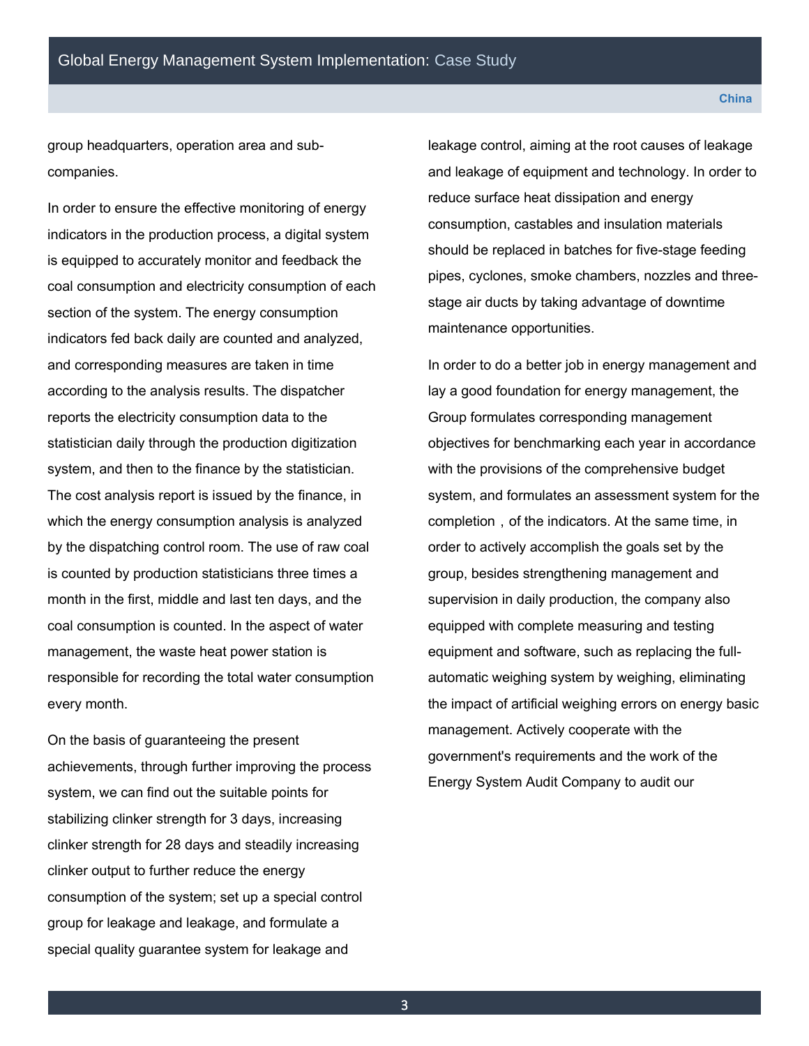group headquarters, operation area and sub-companies.

In order to ensure the effective monitoring of energy indicators in the production process, a digital system is equipped to accurately monitor and feedback the coal consumption and electricity consumption of each section of the system. The energy consumption indicators fed back daily are counted and analyzed, and corresponding measures are taken in time according to the analysis results. The dispatcher reports the electricity consumption data to the statistician daily through the production digitization system, and then to the finance by the statistician. The cost analysis report is issued by the finance, in which the energy consumption analysis is analyzed by the dispatching control room. The use of raw coal is counted by production statisticians three times a month in the first, middle and last ten days, and the coal consumption is counted. In the aspect of water management, the waste heat power station is responsible for recording the total water consumption every month.

On the basis of guaranteeing the present achievements, through further improving the process system, we can find out the suitable points for stabilizing clinker strength for 3 days, increasing clinker strength for 28 days and steadily increasing clinker output to further reduce the energy consumption of the system; set up a special control group for leakage and leakage, and formulate a special quality guarantee system for leakage and leakage control, aiming at the root causes of leakage and leakage of equipment and technology. In order to reduce surface heat dissipation and energy consumption, castables and insulation materials should be replaced in batches for five-stage feeding pipes, cyclones, smoke chambers, nozzles and three-stage air ducts by taking advantage of downtime maintenance opportunities.

In order to do a better job in energy management and lay a good foundation for energy management, the Group formulates corresponding management objectives for benchmarking each year in accordance with the provisions of the comprehensive budget system, and formulates an assessment system for the completion，of the indicators. At the same time, in order to actively accomplish the goals set by the group, besides strengthening management and supervision in daily production, the company also equipped with complete measuring and testing equipment and software, such as replacing the full-automatic weighing system by weighing, eliminating the impact of artificial weighing errors on energy basic management. Actively cooperate with the government's requirements and the work of the Energy System Audit Company to audit our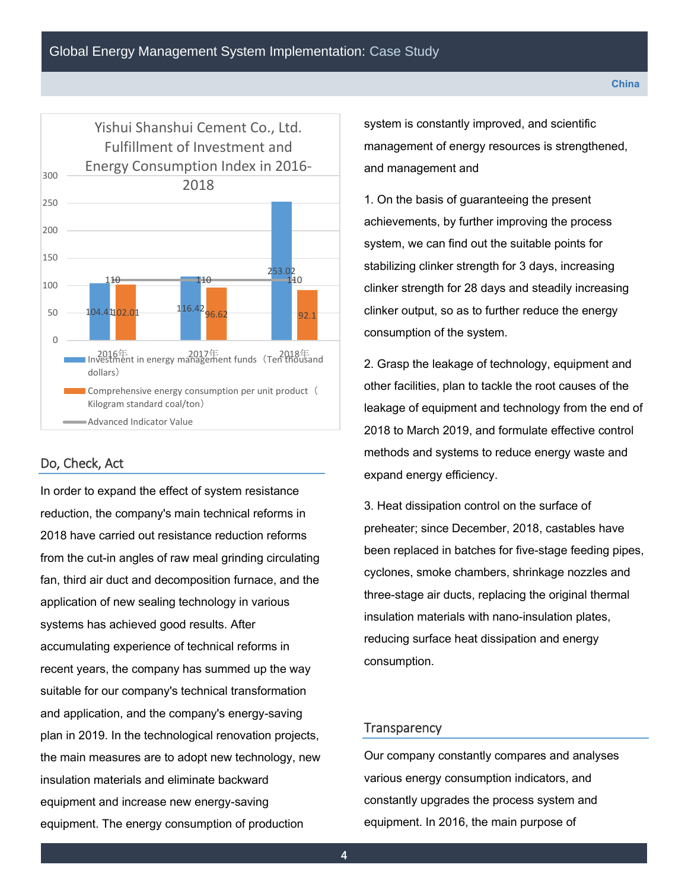**Yishui Shanshui Cement Co., Ltd. Fulfillment of Investment and Energy Consumption Index in 2016-2018**

| Year | Investment in energy management funds (Ten thousand dollars) | Comprehensive energy consumption per unit product (Kilogram standard coal/ton) | Advanced Indicator Value |
| --- | --- | --- | --- |
| 2016年 | 104.41 | 102.01 | 110 |
| 2017年 | 116.42 | 96.62 | 110 |
| 2018年 | 253.02 | 92.1 | 110 |

## Do, Check, Act

In order to expand the effect of system resistance reduction, the company's main technical reforms in 2018 have carried out resistance reduction reforms from the cut-in angles of raw meal grinding circulating fan, third air duct and decomposition furnace, and the application of new sealing technology in various systems has achieved good results. After accumulating experience of technical reforms in recent years, the company has summed up the way suitable for our company's technical transformation and application, and the company's energy-saving plan in 2019. In the technological renovation projects, the main measures are to adopt new technology, new insulation materials and eliminate backward equipment and increase new energy-saving equipment. The energy consumption of production system is constantly improved, and scientific management of energy resources is strengthened, and management and

1. On the basis of guaranteeing the present achievements, by further improving the process system, we can find out the suitable points for stabilizing clinker strength for 3 days, increasing clinker strength for 28 days and steadily increasing clinker output, so as to further reduce the energy consumption of the system.

2. Grasp the leakage of technology, equipment and other facilities, plan to tackle the root causes of the leakage of equipment and technology from the end of 2018 to March 2019, and formulate effective control methods and systems to reduce energy waste and expand energy efficiency.

3. Heat dissipation control on the surface of preheater; since December, 2018, castables have been replaced in batches for five-stage feeding pipes, cyclones, smoke chambers, shrinkage nozzles and three-stage air ducts, replacing the original thermal insulation materials with nano-insulation plates, reducing surface heat dissipation and energy consumption.

## Transparency

Our company constantly compares and analyses various energy consumption indicators, and constantly upgrades the process system and equipment. In 2016, the main purpose of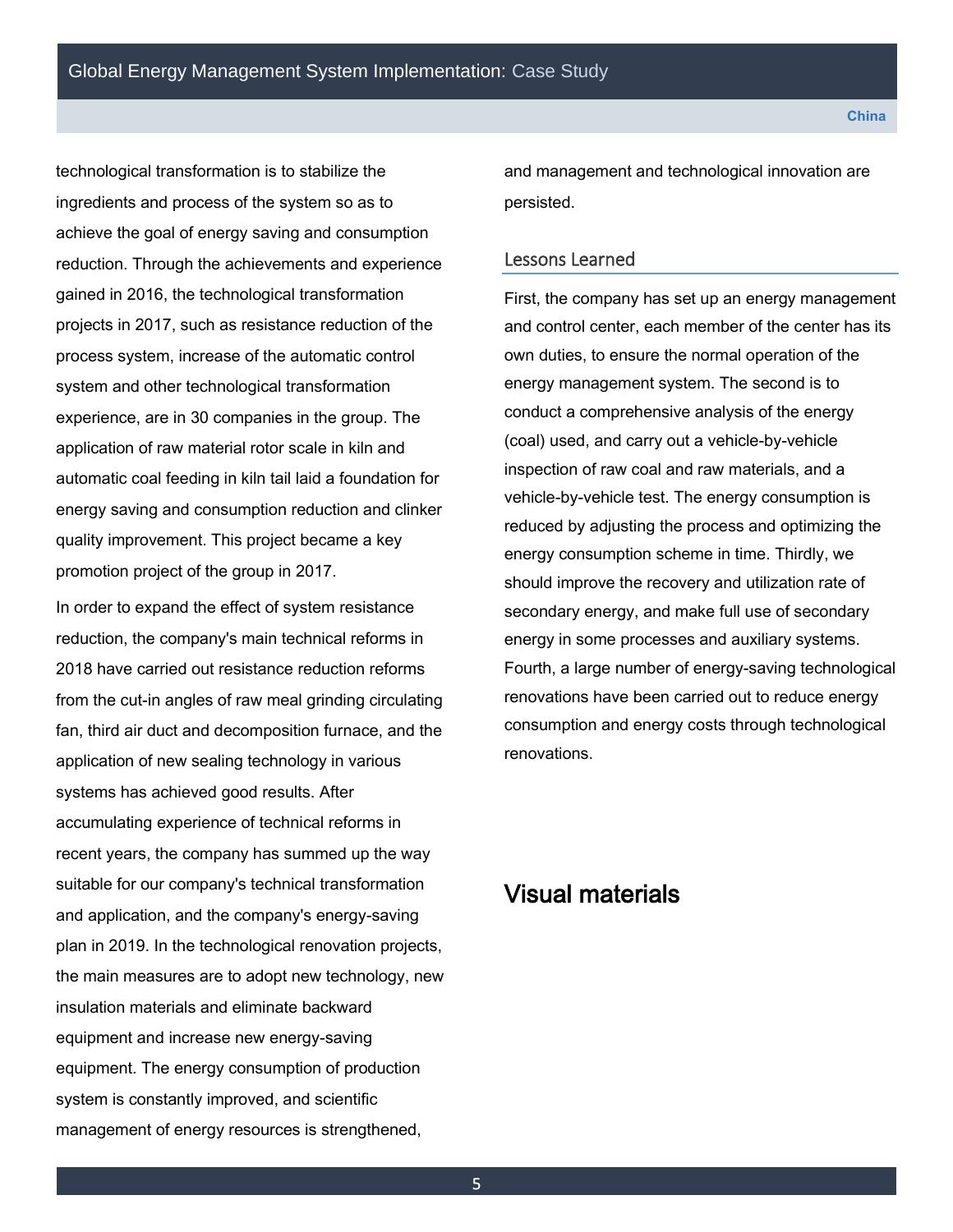technological transformation is to stabilize the ingredients and process of the system so as to achieve the goal of energy saving and consumption reduction. Through the achievements and experience gained in 2016, the technological transformation projects in 2017, such as resistance reduction of the process system, increase of the automatic control system and other technological transformation experience, are in 30 companies in the group. The application of raw material rotor scale in kiln and automatic coal feeding in kiln tail laid a foundation for energy saving and consumption reduction and clinker quality improvement. This project became a key promotion project of the group in 2017.

In order to expand the effect of system resistance reduction, the company's main technical reforms in 2018 have carried out resistance reduction reforms from the cut-in angles of raw meal grinding circulating fan, third air duct and decomposition furnace, and the application of new sealing technology in various systems has achieved good results. After accumulating experience of technical reforms in recent years, the company has summed up the way suitable for our company's technical transformation and application, and the company's energy-saving plan in 2019. In the technological renovation projects, the main measures are to adopt new technology, new insulation materials and eliminate backward equipment and increase new energy-saving equipment. The energy consumption of production system is constantly improved, and scientific management of energy resources is strengthened, and management and technological innovation are persisted.

## Lessons Learned

First, the company has set up an energy management and control center, each member of the center has its own duties, to ensure the normal operation of the energy management system. The second is to conduct a comprehensive analysis of the energy (coal) used, and carry out a vehicle-by-vehicle inspection of raw coal and raw materials, and a vehicle-by-vehicle test. The energy consumption is reduced by adjusting the process and optimizing the energy consumption scheme in time. Thirdly, we should improve the recovery and utilization rate of secondary energy, and make full use of secondary energy in some processes and auxiliary systems. Fourth, a large number of energy-saving technological renovations have been carried out to reduce energy consumption and energy costs through technological renovations.

# Visual materials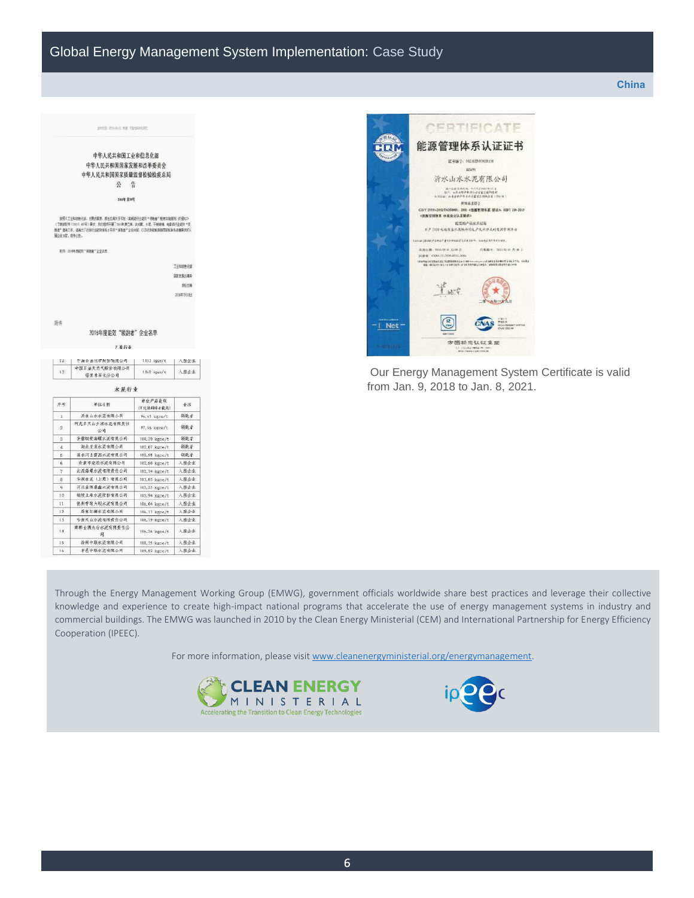Our Energy Management System Certificate is valid from Jan. 9, 2018 to Jan. 8, 2021.

Through the Energy Management Working Group (EMWG), government officials worldwide share best practices and leverage their collective knowledge and experience to create high-impact national programs that accelerate the use of energy management systems in industry and commercial buildings. The EMWG was launched in 2010 by the Clean Energy Ministerial (CEM) and International Partnership for Energy Efficiency Cooperation (IPEEC).

For more information, please visit www.cleanenergyministerial.org/energymanagement.